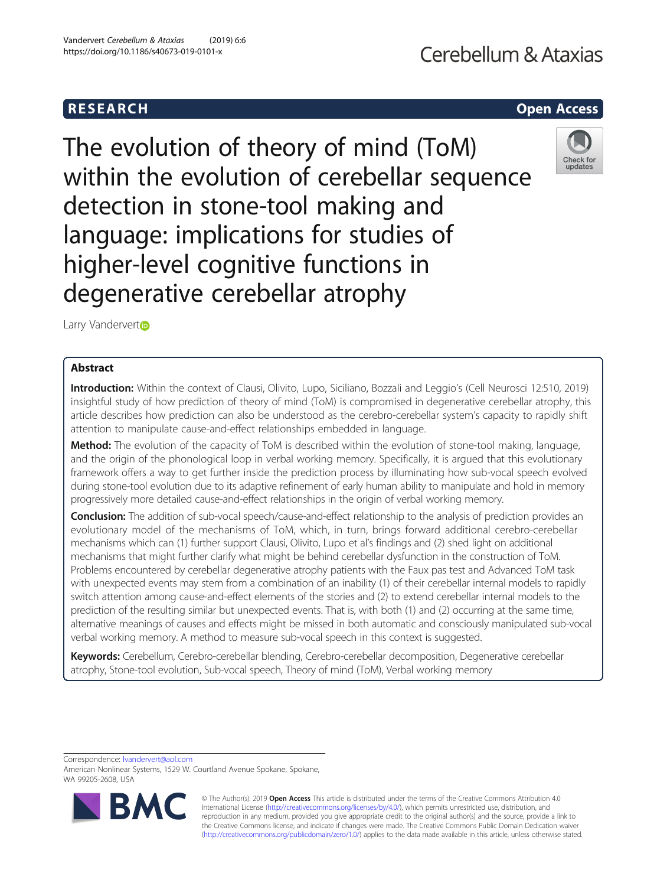RESEARCH

Open Access

# The evolution of theory of mind (ToM) within the evolution of cerebellar sequence detection in stone-tool making and language: implications for studies of higher-level cognitive functions in degenerative cerebellar atrophy

Larry Vandervert

## Abstract

**Introduction:** Within the context of Clausi, Olivito, Lupo, Siciliano, Bozzali and Leggio's (Cell Neurosci 12:510, 2019) insightful study of how prediction of theory of mind (ToM) is compromised in degenerative cerebellar atrophy, this article describes how prediction can also be understood as the cerebro-cerebellar system's capacity to rapidly shift attention to manipulate cause-and-effect relationships embedded in language.

**Method:** The evolution of the capacity of ToM is described within the evolution of stone-tool making, language, and the origin of the phonological loop in verbal working memory. Specifically, it is argued that this evolutionary framework offers a way to get further inside the prediction process by illuminating how sub-vocal speech evolved during stone-tool evolution due to its adaptive refinement of early human ability to manipulate and hold in memory progressively more detailed cause-and-effect relationships in the origin of verbal working memory.

**Conclusion:** The addition of sub-vocal speech/cause-and-effect relationship to the analysis of prediction provides an evolutionary model of the mechanisms of ToM, which, in turn, brings forward additional cerebro-cerebellar mechanisms which can (1) further support Clausi, Olivito, Lupo et al's findings and (2) shed light on additional mechanisms that might further clarify what might be behind cerebellar dysfunction in the construction of ToM. Problems encountered by cerebellar degenerative atrophy patients with the Faux pas test and Advanced ToM task with unexpected events may stem from a combination of an inability (1) of their cerebellar internal models to rapidly switch attention among cause-and-effect elements of the stories and (2) to extend cerebellar internal models to the prediction of the resulting similar but unexpected events. That is, with both (1) and (2) occurring at the same time, alternative meanings of causes and effects might be missed in both automatic and consciously manipulated sub-vocal verbal working memory. A method to measure sub-vocal speech in this context is suggested.

**Keywords:** Cerebellum, Cerebro-cerebellar blending, Cerebro-cerebellar decomposition, Degenerative cerebellar atrophy, Stone-tool evolution, Sub-vocal speech, Theory of mind (ToM), Verbal working memory

Correspondence: lvandervert@aol.com
American Nonlinear Systems, 1529 W. Courtland Avenue Spokane, Spokane, WA 99205-2608, USA

© The Author(s). 2019 **Open Access** This article is distributed under the terms of the Creative Commons Attribution 4.0 International License (http://creativecommons.org/licenses/by/4.0/), which permits unrestricted use, distribution, and reproduction in any medium, provided you give appropriate credit to the original author(s) and the source, provide a link to the Creative Commons license, and indicate if changes were made. The Creative Commons Public Domain Dedication waiver (http://creativecommons.org/publicdomain/zero/1.0/) applies to the data made available in this article, unless otherwise stated.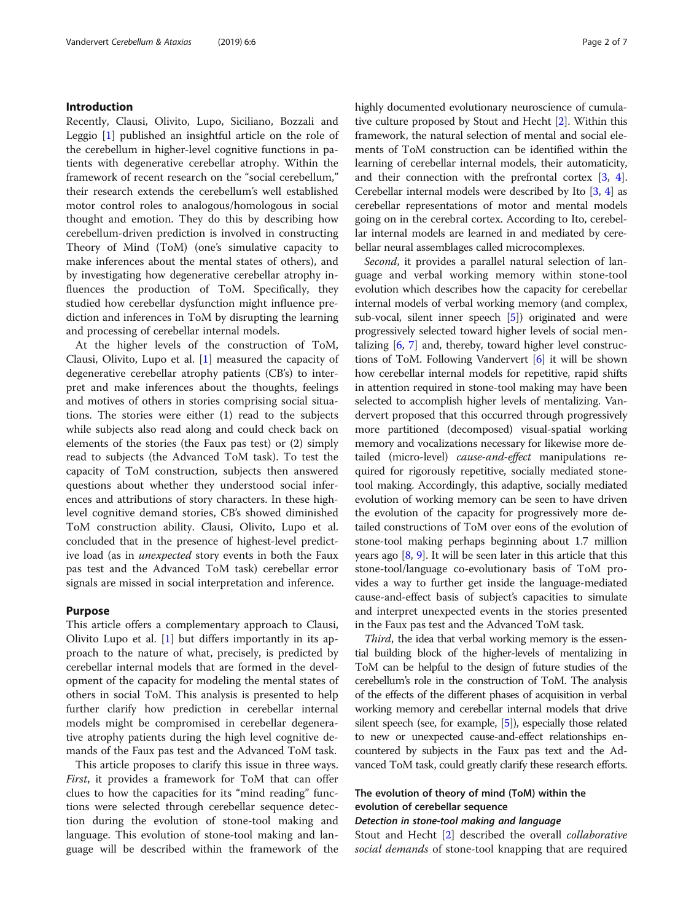## Introduction

Recently, Clausi, Olivito, Lupo, Siciliano, Bozzali and Leggio [1] published an insightful article on the role of the cerebellum in higher-level cognitive functions in patients with degenerative cerebellar atrophy. Within the framework of recent research on the "social cerebellum," their research extends the cerebellum's well established motor control roles to analogous/homologous in social thought and emotion. They do this by describing how cerebellum-driven prediction is involved in constructing Theory of Mind (ToM) (one's simulative capacity to make inferences about the mental states of others), and by investigating how degenerative cerebellar atrophy influences the production of ToM. Specifically, they studied how cerebellar dysfunction might influence prediction and inferences in ToM by disrupting the learning and processing of cerebellar internal models.

At the higher levels of the construction of ToM, Clausi, Olivito, Lupo et al. [1] measured the capacity of degenerative cerebellar atrophy patients (CB's) to interpret and make inferences about the thoughts, feelings and motives of others in stories comprising social situations. The stories were either (1) read to the subjects while subjects also read along and could check back on elements of the stories (the Faux pas test) or (2) simply read to subjects (the Advanced ToM task). To test the capacity of ToM construction, subjects then answered questions about whether they understood social inferences and attributions of story characters. In these high-level cognitive demand stories, CB's showed diminished ToM construction ability. Clausi, Olivito, Lupo et al. concluded that in the presence of highest-level predictive load (as in *unexpected* story events in both the Faux pas test and the Advanced ToM task) cerebellar error signals are missed in social interpretation and inference.

## Purpose

This article offers a complementary approach to Clausi, Olivito Lupo et al. [1] but differs importantly in its approach to the nature of what, precisely, is predicted by cerebellar internal models that are formed in the development of the capacity for modeling the mental states of others in social ToM. This analysis is presented to help further clarify how prediction in cerebellar internal models might be compromised in cerebellar degenerative atrophy patients during the high level cognitive demands of the Faux pas test and the Advanced ToM task.

This article proposes to clarify this issue in three ways. *First*, it provides a framework for ToM that can offer clues to how the capacities for its "mind reading" functions were selected through cerebellar sequence detection during the evolution of stone-tool making and language. This evolution of stone-tool making and language will be described within the framework of the highly documented evolutionary neuroscience of cumulative culture proposed by Stout and Hecht [2]. Within this framework, the natural selection of mental and social elements of ToM construction can be identified within the learning of cerebellar internal models, their automaticity, and their connection with the prefrontal cortex [3, 4]. Cerebellar internal models were described by Ito [3, 4] as cerebellar representations of motor and mental models going on in the cerebral cortex. According to Ito, cerebellar internal models are learned in and mediated by cerebellar neural assemblages called microcomplexes.

*Second*, it provides a parallel natural selection of language and verbal working memory within stone-tool evolution which describes how the capacity for cerebellar internal models of verbal working memory (and complex, sub-vocal, silent inner speech [5]) originated and were progressively selected toward higher levels of social mentalizing [6, 7] and, thereby, toward higher level constructions of ToM. Following Vandervert [6] it will be shown how cerebellar internal models for repetitive, rapid shifts in attention required in stone-tool making may have been selected to accomplish higher levels of mentalizing. Vandervert proposed that this occurred through progressively more partitioned (decomposed) visual-spatial working memory and vocalizations necessary for likewise more detailed (micro-level) *cause-and-effect* manipulations required for rigorously repetitive, socially mediated stone-tool making. Accordingly, this adaptive, socially mediated evolution of working memory can be seen to have driven the evolution of the capacity for progressively more detailed constructions of ToM over eons of the evolution of stone-tool making perhaps beginning about 1.7 million years ago [8, 9]. It will be seen later in this article that this stone-tool/language co-evolutionary basis of ToM provides a way to further get inside the language-mediated cause-and-effect basis of subject's capacities to simulate and interpret unexpected events in the stories presented in the Faux pas test and the Advanced ToM task.

*Third*, the idea that verbal working memory is the essential building block of the higher-levels of mentalizing in ToM can be helpful to the design of future studies of the cerebellum's role in the construction of ToM. The analysis of the effects of the different phases of acquisition in verbal working memory and cerebellar internal models that drive silent speech (see, for example, [5]), especially those related to new or unexpected cause-and-effect relationships encountered by subjects in the Faux pas text and the Advanced ToM task, could greatly clarify these research efforts.

## The evolution of theory of mind (ToM) within the evolution of cerebellar sequence

### *Detection in stone-tool making and language*

Stout and Hecht [2] described the overall *collaborative social demands* of stone-tool knapping that are required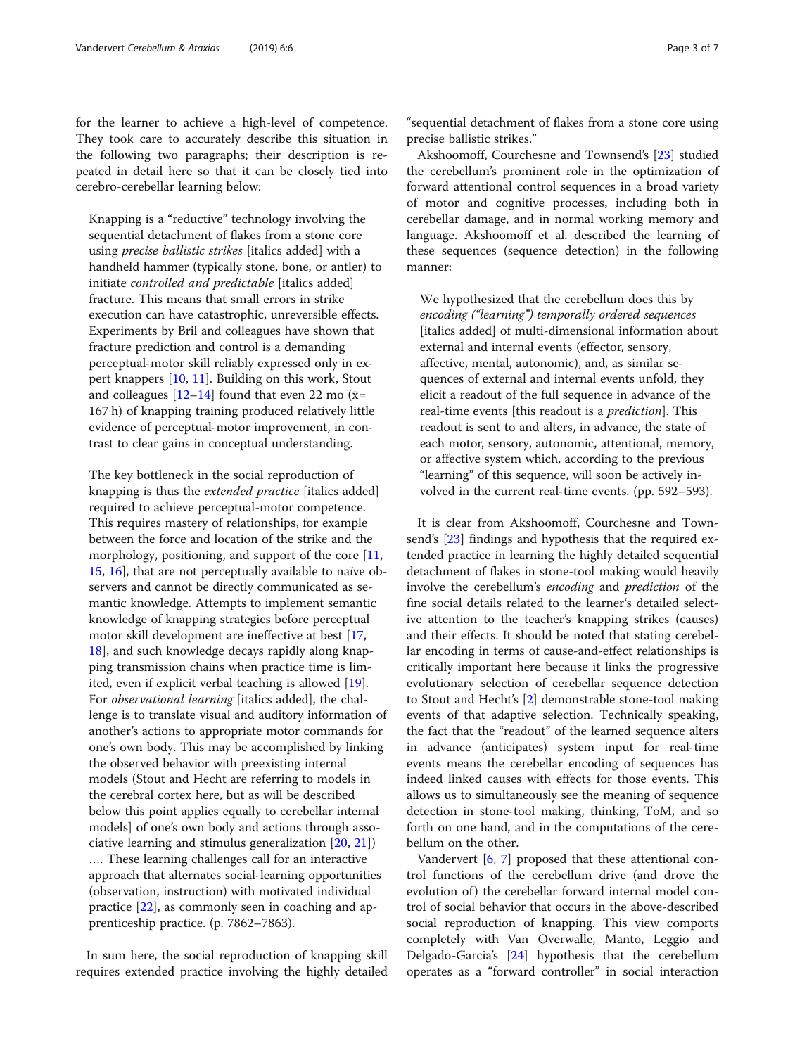for the learner to achieve a high-level of competence. They took care to accurately describe this situation in the following two paragraphs; their description is repeated in detail here so that it can be closely tied into cerebro-cerebellar learning below:

> Knapping is a "reductive" technology involving the sequential detachment of flakes from a stone core using *precise ballistic strikes* [italics added] with a handheld hammer (typically stone, bone, or antler) to initiate *controlled and predictable* [italics added] fracture. This means that small errors in strike execution can have catastrophic, unreversible effects. Experiments by Bril and colleagues have shown that fracture prediction and control is a demanding perceptual-motor skill reliably expressed only in expert knappers [10, 11]. Building on this work, Stout and colleagues [12–14] found that even 22 mo ($\bar{x}$= 167 h) of knapping training produced relatively little evidence of perceptual-motor improvement, in contrast to clear gains in conceptual understanding.
>
> The key bottleneck in the social reproduction of knapping is thus the *extended practice* [italics added] required to achieve perceptual-motor competence. This requires mastery of relationships, for example between the force and location of the strike and the morphology, positioning, and support of the core [11, 15, 16], that are not perceptually available to naïve observers and cannot be directly communicated as semantic knowledge. Attempts to implement semantic knowledge of knapping strategies before perceptual motor skill development are ineffective at best [17, 18], and such knowledge decays rapidly along knapping transmission chains when practice time is limited, even if explicit verbal teaching is allowed [19]. For *observational learning* [italics added], the challenge is to translate visual and auditory information of another's actions to appropriate motor commands for one's own body. This may be accomplished by linking the observed behavior with preexisting internal models (Stout and Hecht are referring to models in the cerebral cortex here, but as will be described below this point applies equally to cerebellar internal models] of one's own body and actions through associative learning and stimulus generalization [20, 21]) …. These learning challenges call for an interactive approach that alternates social-learning opportunities (observation, instruction) with motivated individual practice [22], as commonly seen in coaching and apprenticeship practice. (p. 7862–7863).

In sum here, the social reproduction of knapping skill requires extended practice involving the highly detailed "sequential detachment of flakes from a stone core using precise ballistic strikes."

Akshoomoff, Courchesne and Townsend's [23] studied the cerebellum's prominent role in the optimization of forward attentional control sequences in a broad variety of motor and cognitive processes, including both in cerebellar damage, and in normal working memory and language. Akshoomoff et al. described the learning of these sequences (sequence detection) in the following manner:

> We hypothesized that the cerebellum does this by *encoding ("learning") temporally ordered sequences* [italics added] of multi-dimensional information about external and internal events (effector, sensory, affective, mental, autonomic), and, as similar sequences of external and internal events unfold, they elicit a readout of the full sequence in advance of the real-time events [this readout is a *prediction*]. This readout is sent to and alters, in advance, the state of each motor, sensory, autonomic, attentional, memory, or affective system which, according to the previous "learning" of this sequence, will soon be actively involved in the current real-time events. (pp. 592–593).

It is clear from Akshoomoff, Courchesne and Townsend's [23] findings and hypothesis that the required extended practice in learning the highly detailed sequential detachment of flakes in stone-tool making would heavily involve the cerebellum's *encoding* and *prediction* of the fine social details related to the learner's detailed selective attention to the teacher's knapping strikes (causes) and their effects. It should be noted that stating cerebellar encoding in terms of cause-and-effect relationships is critically important here because it links the progressive evolutionary selection of cerebellar sequence detection to Stout and Hecht's [2] demonstrable stone-tool making events of that adaptive selection. Technically speaking, the fact that the "readout" of the learned sequence alters in advance (anticipates) system input for real-time events means the cerebellar encoding of sequences has indeed linked causes with effects for those events. This allows us to simultaneously see the meaning of sequence detection in stone-tool making, thinking, ToM, and so forth on one hand, and in the computations of the cerebellum on the other.

Vandervert [6, 7] proposed that these attentional control functions of the cerebellum drive (and drove the evolution of) the cerebellar forward internal model control of social behavior that occurs in the above-described social reproduction of knapping. This view comports completely with Van Overwalle, Manto, Leggio and Delgado-Garcia's [24] hypothesis that the cerebellum operates as a "forward controller" in social interaction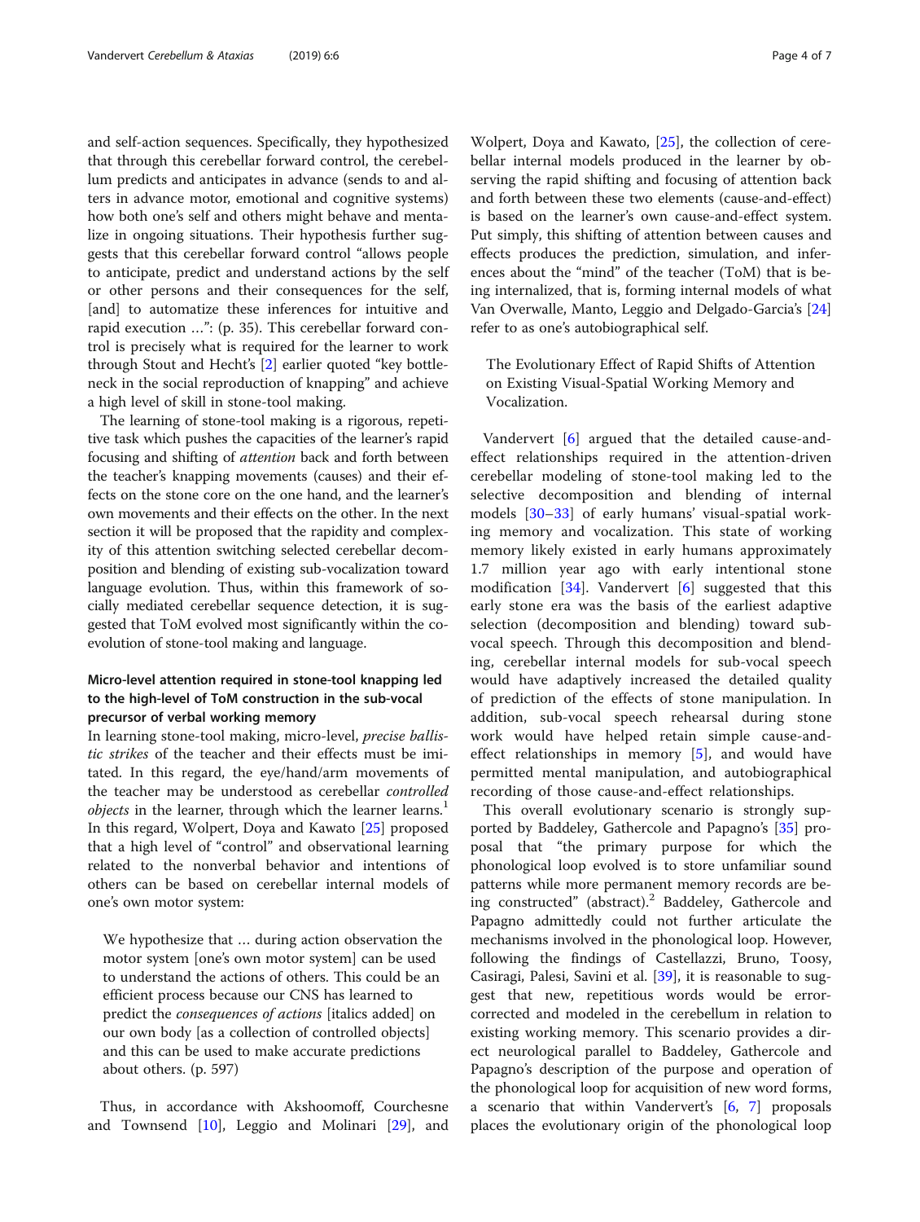and self-action sequences. Specifically, they hypothesized that through this cerebellar forward control, the cerebellum predicts and anticipates in advance (sends to and alters in advance motor, emotional and cognitive systems) how both one's self and others might behave and mentalize in ongoing situations. Their hypothesis further suggests that this cerebellar forward control "allows people to anticipate, predict and understand actions by the self or other persons and their consequences for the self, [and] to automatize these inferences for intuitive and rapid execution …": (p. 35). This cerebellar forward control is precisely what is required for the learner to work through Stout and Hecht's [2] earlier quoted "key bottleneck in the social reproduction of knapping" and achieve a high level of skill in stone-tool making.

The learning of stone-tool making is a rigorous, repetitive task which pushes the capacities of the learner's rapid focusing and shifting of *attention* back and forth between the teacher's knapping movements (causes) and their effects on the stone core on the one hand, and the learner's own movements and their effects on the other. In the next section it will be proposed that the rapidity and complexity of this attention switching selected cerebellar decomposition and blending of existing sub-vocalization toward language evolution. Thus, within this framework of socially mediated cerebellar sequence detection, it is suggested that ToM evolved most significantly within the coevolution of stone-tool making and language.

## Micro-level attention required in stone-tool knapping led to the high-level of ToM construction in the sub-vocal precursor of verbal working memory

In learning stone-tool making, micro-level, *precise ballistic strikes* of the teacher and their effects must be imitated. In this regard, the eye/hand/arm movements of the teacher may be understood as cerebellar *controlled objects* in the learner, through which the learner learns.[1] In this regard, Wolpert, Doya and Kawato [25] proposed that a high level of "control" and observational learning related to the nonverbal behavior and intentions of others can be based on cerebellar internal models of one's own motor system:

> We hypothesize that … during action observation the motor system [one's own motor system] can be used to understand the actions of others. This could be an efficient process because our CNS has learned to predict the *consequences of actions* [italics added] on our own body [as a collection of controlled objects] and this can be used to make accurate predictions about others. (p. 597)

Thus, in accordance with Akshoomoff, Courchesne and Townsend [10], Leggio and Molinari [29], and Wolpert, Doya and Kawato, [25], the collection of cerebellar internal models produced in the learner by observing the rapid shifting and focusing of attention back and forth between these two elements (cause-and-effect) is based on the learner's own cause-and-effect system. Put simply, this shifting of attention between causes and effects produces the prediction, simulation, and inferences about the "mind" of the teacher (ToM) that is being internalized, that is, forming internal models of what Van Overwalle, Manto, Leggio and Delgado-Garcia's [24] refer to as one's autobiographical self.

### The Evolutionary Effect of Rapid Shifts of Attention on Existing Visual-Spatial Working Memory and Vocalization.

Vandervert [6] argued that the detailed cause-and-effect relationships required in the attention-driven cerebellar modeling of stone-tool making led to the selective decomposition and blending of internal models [30–33] of early humans' visual-spatial working memory and vocalization. This state of working memory likely existed in early humans approximately 1.7 million year ago with early intentional stone modification [34]. Vandervert [6] suggested that this early stone era was the basis of the earliest adaptive selection (decomposition and blending) toward sub-vocal speech. Through this decomposition and blending, cerebellar internal models for sub-vocal speech would have adaptively increased the detailed quality of prediction of the effects of stone manipulation. In addition, sub-vocal speech rehearsal during stone work would have helped retain simple cause-and-effect relationships in memory [5], and would have permitted mental manipulation, and autobiographical recording of those cause-and-effect relationships.

This overall evolutionary scenario is strongly supported by Baddeley, Gathercole and Papagno's [35] proposal that "the primary purpose for which the phonological loop evolved is to store unfamiliar sound patterns while more permanent memory records are being constructed" (abstract).[2] Baddeley, Gathercole and Papagno admittedly could not further articulate the mechanisms involved in the phonological loop. However, following the findings of Castellazzi, Bruno, Toosy, Casiragi, Palesi, Savini et al. [39], it is reasonable to suggest that new, repetitious words would be error-corrected and modeled in the cerebellum in relation to existing working memory. This scenario provides a direct neurological parallel to Baddeley, Gathercole and Papagno's description of the purpose and operation of the phonological loop for acquisition of new word forms, a scenario that within Vandervert's [6, 7] proposals places the evolutionary origin of the phonological loop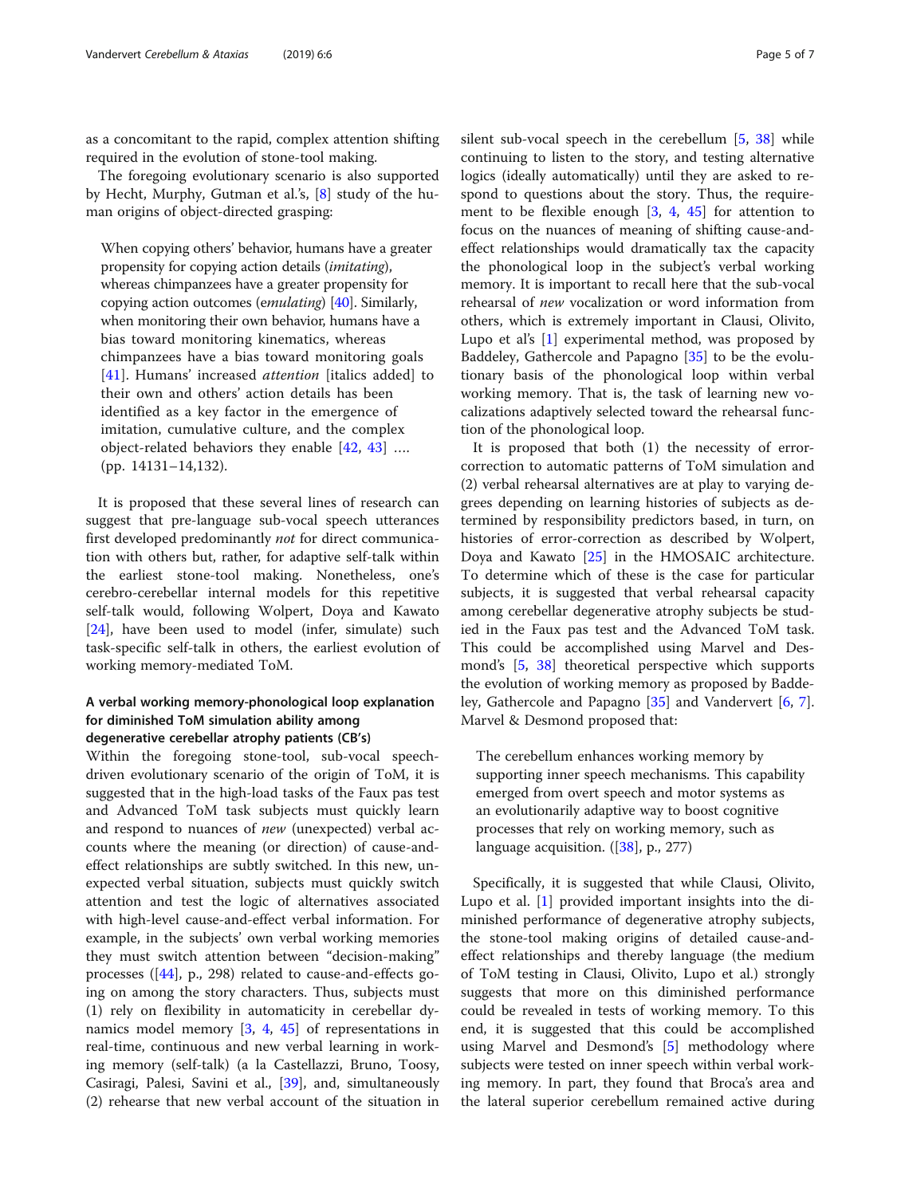as a concomitant to the rapid, complex attention shifting required in the evolution of stone-tool making.

The foregoing evolutionary scenario is also supported by Hecht, Murphy, Gutman et al.'s, [8] study of the human origins of object-directed grasping:

> When copying others' behavior, humans have a greater propensity for copying action details (*imitating*), whereas chimpanzees have a greater propensity for copying action outcomes (*emulating*) [40]. Similarly, when monitoring their own behavior, humans have a bias toward monitoring kinematics, whereas chimpanzees have a bias toward monitoring goals [41]. Humans' increased *attention* [italics added] to their own and others' action details has been identified as a key factor in the emergence of imitation, cumulative culture, and the complex object-related behaviors they enable [42, 43] …. (pp. 14131–14,132).

It is proposed that these several lines of research can suggest that pre-language sub-vocal speech utterances first developed predominantly *not* for direct communication with others but, rather, for adaptive self-talk within the earliest stone-tool making. Nonetheless, one's cerebro-cerebellar internal models for this repetitive self-talk would, following Wolpert, Doya and Kawato [24], have been used to model (infer, simulate) such task-specific self-talk in others, the earliest evolution of working memory-mediated ToM.

### A verbal working memory-phonological loop explanation for diminished ToM simulation ability among degenerative cerebellar atrophy patients (CB's)

Within the foregoing stone-tool, sub-vocal speech-driven evolutionary scenario of the origin of ToM, it is suggested that in the high-load tasks of the Faux pas test and Advanced ToM task subjects must quickly learn and respond to nuances of *new* (unexpected) verbal accounts where the meaning (or direction) of cause-and-effect relationships are subtly switched. In this new, unexpected verbal situation, subjects must quickly switch attention and test the logic of alternatives associated with high-level cause-and-effect verbal information. For example, in the subjects' own verbal working memories they must switch attention between "decision-making" processes ([44], p., 298) related to cause-and-effects going on among the story characters. Thus, subjects must (1) rely on flexibility in automaticity in cerebellar dynamics model memory [3, 4, 45] of representations in real-time, continuous and new verbal learning in working memory (self-talk) (a la Castellazzi, Bruno, Toosy, Casiragi, Palesi, Savini et al., [39], and, simultaneously (2) rehearse that new verbal account of the situation in silent sub-vocal speech in the cerebellum [5, 38] while continuing to listen to the story, and testing alternative logics (ideally automatically) until they are asked to respond to questions about the story. Thus, the requirement to be flexible enough [3, 4, 45] for attention to focus on the nuances of meaning of shifting cause-and-effect relationships would dramatically tax the capacity the phonological loop in the subject's verbal working memory. It is important to recall here that the sub-vocal rehearsal of *new* vocalization or word information from others, which is extremely important in Clausi, Olivito, Lupo et al's [1] experimental method, was proposed by Baddeley, Gathercole and Papagno [35] to be the evolutionary basis of the phonological loop within verbal working memory. That is, the task of learning new vocalizations adaptively selected toward the rehearsal function of the phonological loop.

It is proposed that both (1) the necessity of error-correction to automatic patterns of ToM simulation and (2) verbal rehearsal alternatives are at play to varying degrees depending on learning histories of subjects as determined by responsibility predictors based, in turn, on histories of error-correction as described by Wolpert, Doya and Kawato [25] in the HMOSAIC architecture. To determine which of these is the case for particular subjects, it is suggested that verbal rehearsal capacity among cerebellar degenerative atrophy subjects be studied in the Faux pas test and the Advanced ToM task. This could be accomplished using Marvel and Desmond's [5, 38] theoretical perspective which supports the evolution of working memory as proposed by Baddeley, Gathercole and Papagno [35] and Vandervert [6, 7]. Marvel & Desmond proposed that:

> The cerebellum enhances working memory by supporting inner speech mechanisms. This capability emerged from overt speech and motor systems as an evolutionarily adaptive way to boost cognitive processes that rely on working memory, such as language acquisition. ([38], p., 277)

Specifically, it is suggested that while Clausi, Olivito, Lupo et al. [1] provided important insights into the diminished performance of degenerative atrophy subjects, the stone-tool making origins of detailed cause-and-effect relationships and thereby language (the medium of ToM testing in Clausi, Olivito, Lupo et al.) strongly suggests that more on this diminished performance could be revealed in tests of working memory. To this end, it is suggested that this could be accomplished using Marvel and Desmond's [5] methodology where subjects were tested on inner speech within verbal working memory. In part, they found that Broca's area and the lateral superior cerebellum remained active during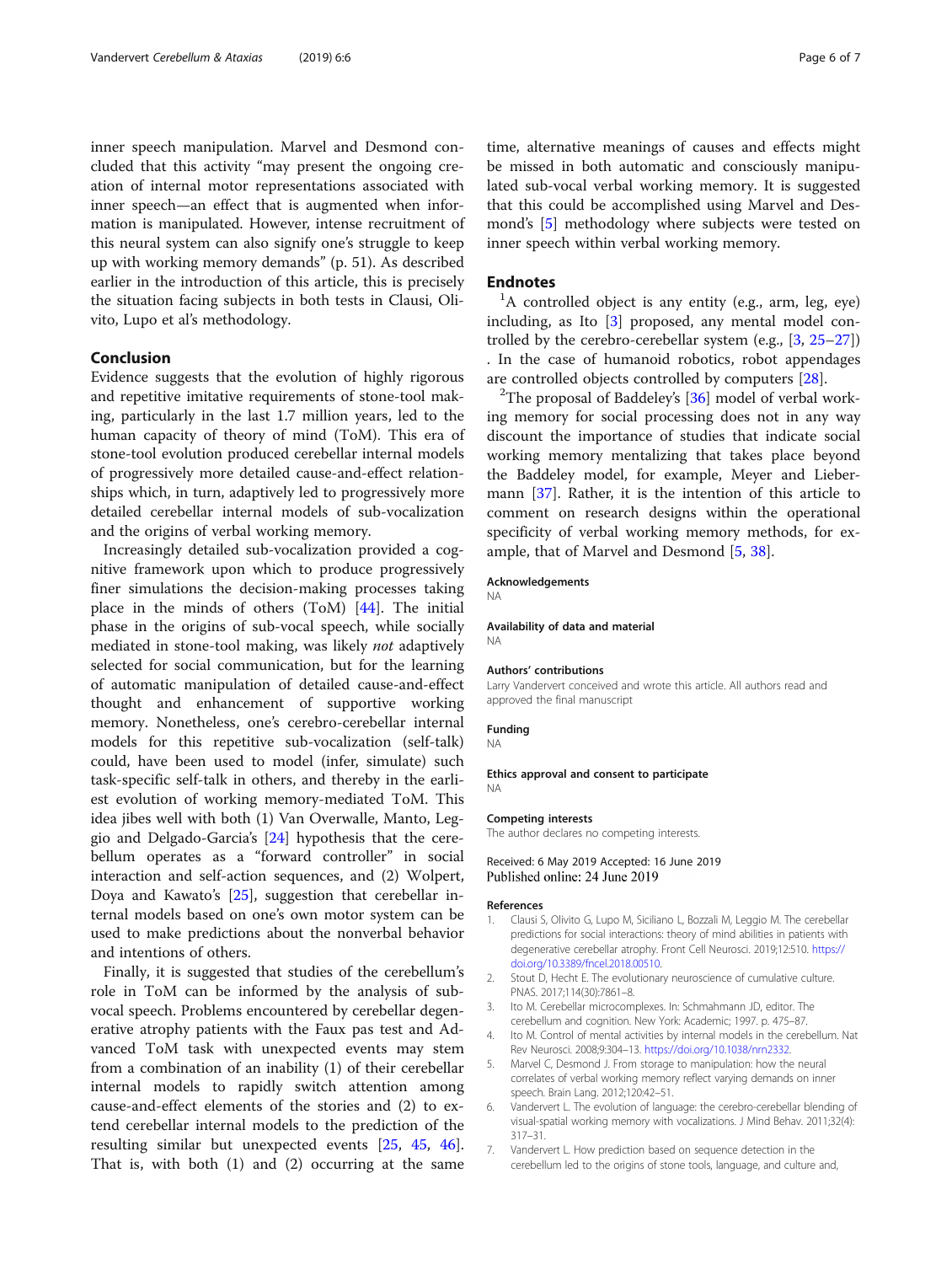inner speech manipulation. Marvel and Desmond concluded that this activity "may present the ongoing creation of internal motor representations associated with inner speech—an effect that is augmented when information is manipulated. However, intense recruitment of this neural system can also signify one's struggle to keep up with working memory demands" (p. 51). As described earlier in the introduction of this article, this is precisely the situation facing subjects in both tests in Clausi, Olivito, Lupo et al's methodology.

## Conclusion

Evidence suggests that the evolution of highly rigorous and repetitive imitative requirements of stone-tool making, particularly in the last 1.7 million years, led to the human capacity of theory of mind (ToM). This era of stone-tool evolution produced cerebellar internal models of progressively more detailed cause-and-effect relationships which, in turn, adaptively led to progressively more detailed cerebellar internal models of sub-vocalization and the origins of verbal working memory.

Increasingly detailed sub-vocalization provided a cognitive framework upon which to produce progressively finer simulations the decision-making processes taking place in the minds of others (ToM) [44]. The initial phase in the origins of sub-vocal speech, while socially mediated in stone-tool making, was likely *not* adaptively selected for social communication, but for the learning of automatic manipulation of detailed cause-and-effect thought and enhancement of supportive working memory. Nonetheless, one's cerebro-cerebellar internal models for this repetitive sub-vocalization (self-talk) could, have been used to model (infer, simulate) such task-specific self-talk in others, and thereby in the earliest evolution of working memory-mediated ToM. This idea jibes well with both (1) Van Overwalle, Manto, Leggio and Delgado-Garcia's [24] hypothesis that the cerebellum operates as a "forward controller" in social interaction and self-action sequences, and (2) Wolpert, Doya and Kawato's [25], suggestion that cerebellar internal models based on one's own motor system can be used to make predictions about the nonverbal behavior and intentions of others.

Finally, it is suggested that studies of the cerebellum's role in ToM can be informed by the analysis of sub-vocal speech. Problems encountered by cerebellar degenerative atrophy patients with the Faux pas test and Advanced ToM task with unexpected events may stem from a combination of an inability (1) of their cerebellar internal models to rapidly switch attention among cause-and-effect elements of the stories and (2) to extend cerebellar internal models to the prediction of the resulting similar but unexpected events [25, 45, 46]. That is, with both (1) and (2) occurring at the same time, alternative meanings of causes and effects might be missed in both automatic and consciously manipulated sub-vocal verbal working memory. It is suggested that this could be accomplished using Marvel and Desmond's [5] methodology where subjects were tested on inner speech within verbal working memory.

## Endnotes

[1]A controlled object is any entity (e.g., arm, leg, eye) including, as Ito [3] proposed, any mental model controlled by the cerebro-cerebellar system (e.g., [3, 25–27]). In the case of humanoid robotics, robot appendages are controlled objects controlled by computers [28].

[2]The proposal of Baddeley's [36] model of verbal working memory for social processing does not in any way discount the importance of studies that indicate social working memory mentalizing that takes place beyond the Baddeley model, for example, Meyer and Liebermann [37]. Rather, it is the intention of this article to comment on research designs within the operational specificity of verbal working memory methods, for example, that of Marvel and Desmond [5, 38].

### Acknowledgements
NA

### Availability of data and material
NA

### Authors' contributions
Larry Vandervert conceived and wrote this article. All authors read and approved the final manuscript

### Funding
NA

### Ethics approval and consent to participate
NA

### Competing interests
The author declares no competing interests.

Received: 6 May 2019 Accepted: 16 June 2019
Published online: 24 June 2019

### References

1. Clausi S, Olivito G, Lupo M, Siciliano L, Bozzali M, Leggio M. The cerebellar predictions for social interactions: theory of mind abilities in patients with degenerative cerebellar atrophy. Front Cell Neurosci. 2019;12:510. https://doi.org/10.3389/fncel.2018.00510.
2. Stout D, Hecht E. The evolutionary neuroscience of cumulative culture. PNAS. 2017;114(30):7861–8.
3. Ito M. Cerebellar microcomplexes. In: Schmahmann JD, editor. The cerebellum and cognition. New York: Academic; 1997. p. 475–87.
4. Ito M. Control of mental activities by internal models in the cerebellum. Nat Rev Neurosci. 2008;9:304–13. https://doi.org/10.1038/nrn2332.
5. Marvel C, Desmond J. From storage to manipulation: how the neural correlates of verbal working memory reflect varying demands on inner speech. Brain Lang. 2012;120:42–51.
6. Vandervert L. The evolution of language: the cerebro-cerebellar blending of visual-spatial working memory with vocalizations. J Mind Behav. 2011;32(4):317–31.
7. Vandervert L. How prediction based on sequence detection in the cerebellum led to the origins of stone tools, language, and culture and,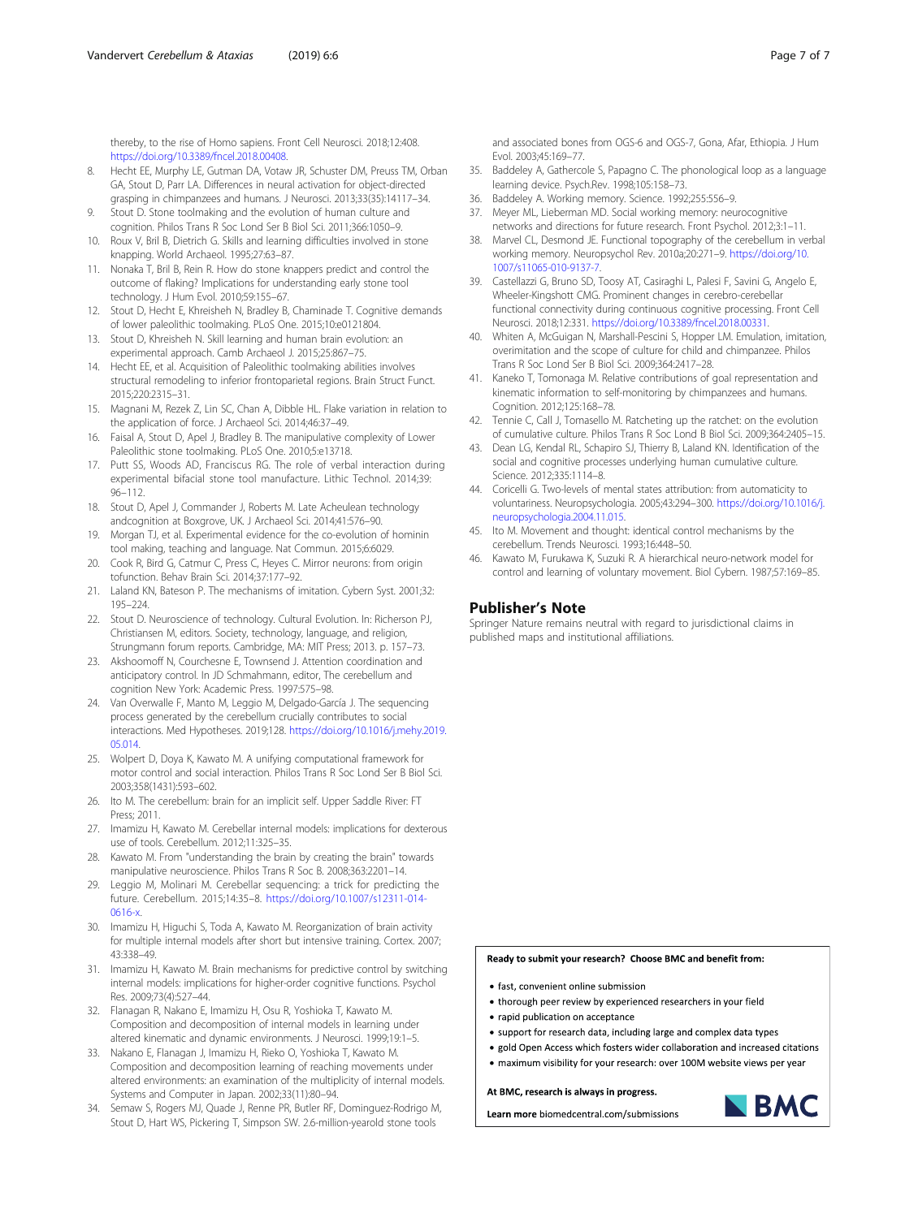thereby, to the rise of Homo sapiens. Front Cell Neurosci. 2018;12:408. https://doi.org/10.3389/fncel.2018.00408.

8. Hecht EE, Murphy LE, Gutman DA, Votaw JR, Schuster DM, Preuss TM, Orban GA, Stout D, Parr LA. Differences in neural activation for object-directed grasping in chimpanzees and humans. J Neurosci. 2013;33(35):14117–34.
9. Stout D. Stone toolmaking and the evolution of human culture and cognition. Philos Trans R Soc Lond Ser B Biol Sci. 2011;366:1050–9.
10. Roux V, Bril B, Dietrich G. Skills and learning difficulties involved in stone knapping. World Archaeol. 1995;27:63–87.
11. Nonaka T, Bril B, Rein R. How do stone knappers predict and control the outcome of flaking? Implications for understanding early stone tool technology. J Hum Evol. 2010;59:155–67.
12. Stout D, Hecht E, Khreisheh N, Bradley B, Chaminade T. Cognitive demands of lower paleolithic toolmaking. PLoS One. 2015;10:e0121804.
13. Stout D, Khreisheh N. Skill learning and human brain evolution: an experimental approach. Camb Archaeol J. 2015;25:867–75.
14. Hecht EE, et al. Acquisition of Paleolithic toolmaking abilities involves structural remodeling to inferior frontoparietal regions. Brain Struct Funct. 2015;220:2315–31.
15. Magnani M, Rezek Z, Lin SC, Chan A, Dibble HL. Flake variation in relation to the application of force. J Archaeol Sci. 2014;46:37–49.
16. Faisal A, Stout D, Apel J, Bradley B. The manipulative complexity of Lower Paleolithic stone toolmaking. PLoS One. 2010;5:e13718.
17. Putt SS, Woods AD, Franciscus RG. The role of verbal interaction during experimental bifacial stone tool manufacture. Lithic Technol. 2014;39:96–112.
18. Stout D, Apel J, Commander J, Roberts M. Late Acheulean technology andcognition at Boxgrove, UK. J Archaeol Sci. 2014;41:576–90.
19. Morgan TJ, et al. Experimental evidence for the co-evolution of hominin tool making, teaching and language. Nat Commun. 2015;6:6029.
20. Cook R, Bird G, Catmur C, Press C, Heyes C. Mirror neurons: from origin tofunction. Behav Brain Sci. 2014;37:177–92.
21. Laland KN, Bateson P. The mechanisms of imitation. Cybern Syst. 2001;32:195–224.
22. Stout D. Neuroscience of technology. Cultural Evolution. In: Richerson PJ, Christiansen M, editors. Society, technology, language, and religion, Strungmann forum reports. Cambridge, MA: MIT Press; 2013. p. 157–73.
23. Akshoomoff N, Courchesne E, Townsend J. Attention coordination and anticipatory control. In JD Schmahmann, editor, The cerebellum and cognition New York: Academic Press. 1997:575–98.
24. Van Overwalle F, Manto M, Leggio M, Delgado-García J. The sequencing process generated by the cerebellum crucially contributes to social interactions. Med Hypotheses. 2019;128. https://doi.org/10.1016/j.mehy.2019.05.014.
25. Wolpert D, Doya K, Kawato M. A unifying computational framework for motor control and social interaction. Philos Trans R Soc Lond Ser B Biol Sci. 2003;358(1431):593–602.
26. Ito M. The cerebellum: brain for an implicit self. Upper Saddle River: FT Press; 2011.
27. Imamizu H, Kawato M. Cerebellar internal models: implications for dexterous use of tools. Cerebellum. 2012;11:325–35.
28. Kawato M. From "understanding the brain by creating the brain" towards manipulative neuroscience. Philos Trans R Soc B. 2008;363:2201–14.
29. Leggio M, Molinari M. Cerebellar sequencing: a trick for predicting the future. Cerebellum. 2015;14:35–8. https://doi.org/10.1007/s12311-014-0616-x.
30. Imamizu H, Higuchi S, Toda A, Kawato M. Reorganization of brain activity for multiple internal models after short but intensive training. Cortex. 2007;43:338–49.
31. Imamizu H, Kawato M. Brain mechanisms for predictive control by switching internal models: implications for higher-order cognitive functions. Psychol Res. 2009;73(4):527–44.
32. Flanagan R, Nakano E, Imamizu H, Osu R, Yoshioka T, Kawato M. Composition and decomposition of internal models in learning under altered kinematic and dynamic environments. J Neurosci. 1999;19:1–5.
33. Nakano E, Flanagan J, Imamizu H, Rieko O, Yoshioka T, Kawato M. Composition and decomposition learning of reaching movements under altered environments: an examination of the multiplicity of internal models. Systems and Computer in Japan. 2002;33(11):80–94.
34. Semaw S, Rogers MJ, Quade J, Renne PR, Butler RF, Dominguez-Rodrigo M, Stout D, Hart WS, Pickering T, Simpson SW. 2.6-million-yearold stone tools and associated bones from OGS-6 and OGS-7, Gona, Afar, Ethiopia. J Hum Evol. 2003;45:169–77.
35. Baddeley A, Gathercole S, Papagno C. The phonological loop as a language learning device. Psych.Rev. 1998;105:158–73.
36. Baddeley A. Working memory. Science. 1992;255:556–9.
37. Meyer ML, Lieberman MD. Social working memory: neurocognitive networks and directions for future research. Front Psychol. 2012;3:1–11.
38. Marvel CL, Desmond JE. Functional topography of the cerebellum in verbal working memory. Neuropsychol Rev. 2010a;20:271–9. https://doi.org/10.1007/s11065-010-9137-7.
39. Castellazzi G, Bruno SD, Toosy AT, Casiraghi L, Palesi F, Savini G, Angelo E, Wheeler-Kingshott CMG. Prominent changes in cerebro-cerebellar functional connectivity during continuous cognitive processing. Front Cell Neurosci. 2018;12:331. https://doi.org/10.3389/fncel.2018.00331.
40. Whiten A, McGuigan N, Marshall-Pescini S, Hopper LM. Emulation, imitation, overimitation and the scope of culture for child and chimpanzee. Philos Trans R Soc Lond Ser B Biol Sci. 2009;364:2417–28.
41. Kaneko T, Tomonaga M. Relative contributions of goal representation and kinematic information to self-monitoring by chimpanzees and humans. Cognition. 2012;125:168–78.
42. Tennie C, Call J, Tomasello M. Ratcheting up the ratchet: on the evolution of cumulative culture. Philos Trans R Soc Lond B Biol Sci. 2009;364:2405–15.
43. Dean LG, Kendal RL, Schapiro SJ, Thierry B, Laland KN. Identification of the social and cognitive processes underlying human cumulative culture. Science. 2012;335:1114–8.
44. Coricelli G. Two-levels of mental states attribution: from automaticity to voluntariness. Neuropsychologia. 2005;43:294–300. https://doi.org/10.1016/j.neuropsychologia.2004.11.015.
45. Ito M. Movement and thought: identical control mechanisms by the cerebellum. Trends Neurosci. 1993;16:448–50.
46. Kawato M, Furukawa K, Suzuki R. A hierarchical neuro-network model for control and learning of voluntary movement. Biol Cybern. 1987;57:169–85.

## Publisher's Note

Springer Nature remains neutral with regard to jurisdictional claims in published maps and institutional affiliations.